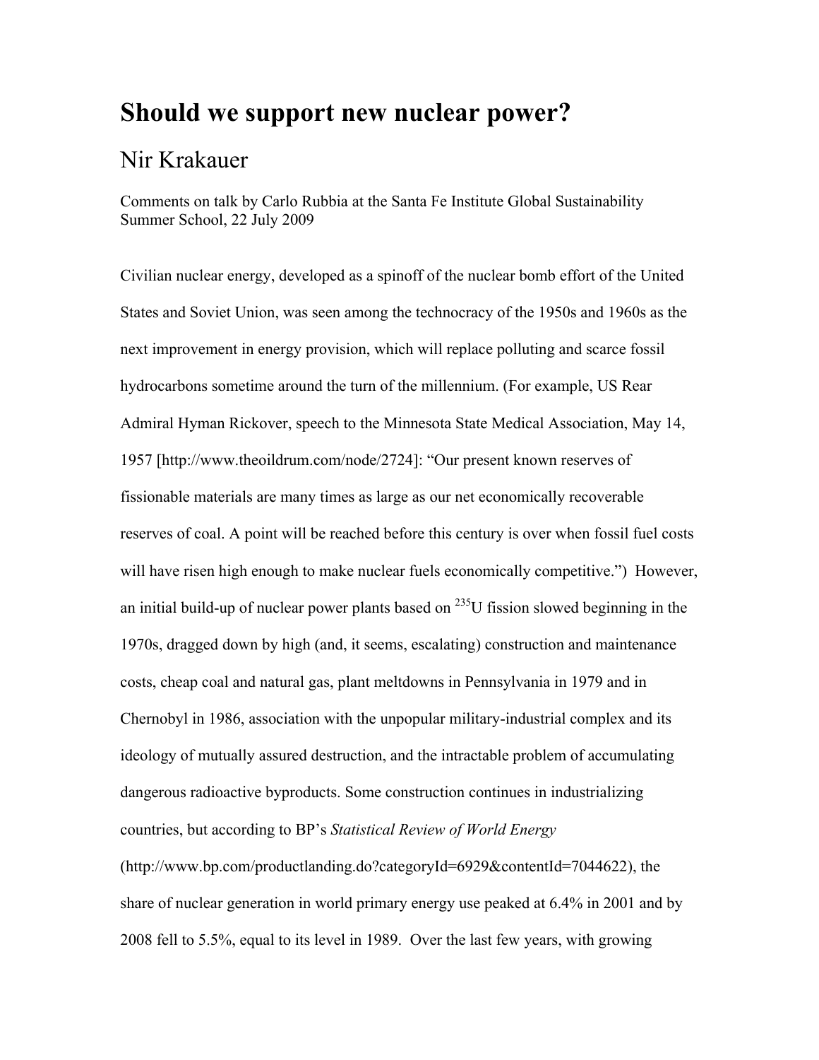# Should we support new nuclear power?

## Nir Krakauer

Comments on talk by Carlo Rubbia at the Santa Fe Institute Global Sustainability Summer School, 22 July 2009

Civilian nuclear energy, developed as a spinoff of the nuclear bomb effort of the United States and Soviet Union, was seen among the technocracy of the 1950s and 1960s as the next improvement in energy provision, which will replace polluting and scarce fossil hydrocarbons sometime around the turn of the millennium. (For example, US Rear Admiral Hyman Rickover, speech to the Minnesota State Medical Association, May 14, 1957 [http://www.theoildrum.com/node/2724]: "Our present known reserves of fissionable materials are many times as large as our net economically recoverable reserves of coal. A point will be reached before this century is over when fossil fuel costs will have risen high enough to make nuclear fuels economically competitive.") However, an initial build-up of nuclear power plants based on $^{235}$U fission slowed beginning in the 1970s, dragged down by high (and, it seems, escalating) construction and maintenance costs, cheap coal and natural gas, plant meltdowns in Pennsylvania in 1979 and in Chernobyl in 1986, association with the unpopular military-industrial complex and its ideology of mutually assured destruction, and the intractable problem of accumulating dangerous radioactive byproducts. Some construction continues in industrializing countries, but according to BP's *Statistical Review of World Energy* (http://www.bp.com/productlanding.do?categoryId=6929&contentId=7044622), the share of nuclear generation in world primary energy use peaked at 6.4% in 2001 and by 2008 fell to 5.5%, equal to its level in 1989. Over the last few years, with growing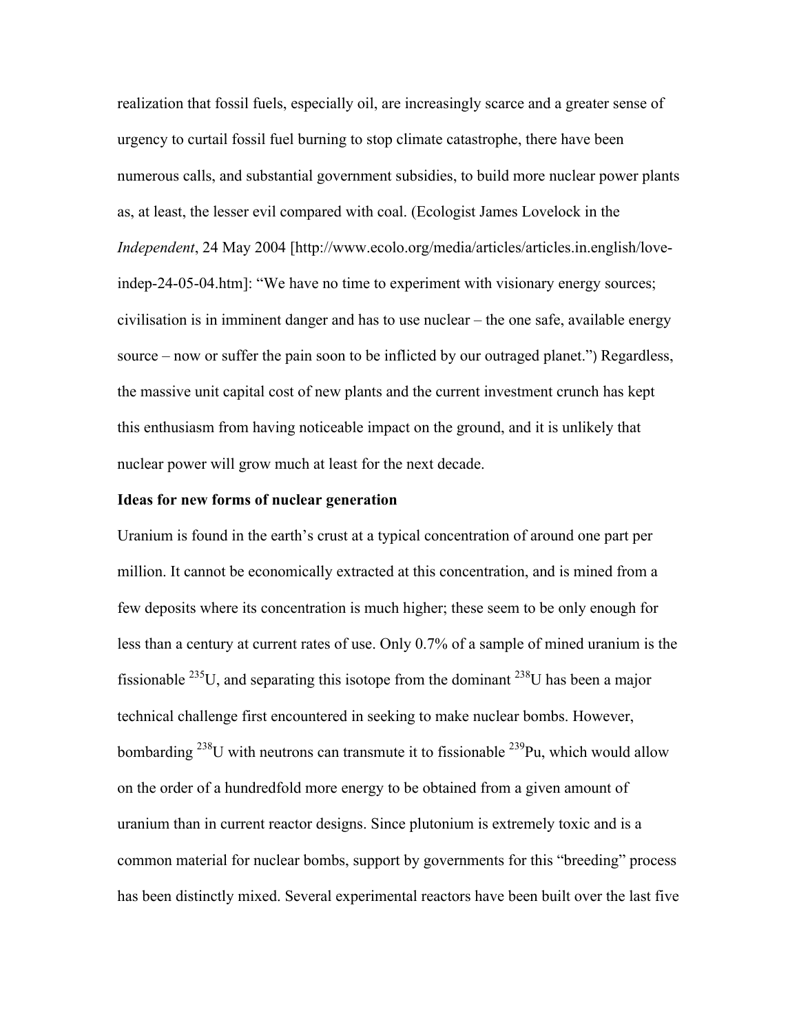realization that fossil fuels, especially oil, are increasingly scarce and a greater sense of urgency to curtail fossil fuel burning to stop climate catastrophe, there have been numerous calls, and substantial government subsidies, to build more nuclear power plants as, at least, the lesser evil compared with coal. (Ecologist James Lovelock in the *Independent*, 24 May 2004 [http://www.ecolo.org/media/articles/articles.in.english/love-indep-24-05-04.htm]: "We have no time to experiment with visionary energy sources; civilisation is in imminent danger and has to use nuclear – the one safe, available energy source – now or suffer the pain soon to be inflicted by our outraged planet.") Regardless, the massive unit capital cost of new plants and the current investment crunch has kept this enthusiasm from having noticeable impact on the ground, and it is unlikely that nuclear power will grow much at least for the next decade.

**Ideas for new forms of nuclear generation**

Uranium is found in the earth's crust at a typical concentration of around one part per million. It cannot be economically extracted at this concentration, and is mined from a few deposits where its concentration is much higher; these seem to be only enough for less than a century at current rates of use. Only 0.7% of a sample of mined uranium is the fissionable $^{235}$U, and separating this isotope from the dominant $^{238}$U has been a major technical challenge first encountered in seeking to make nuclear bombs. However, bombarding $^{238}$U with neutrons can transmute it to fissionable $^{239}$Pu, which would allow on the order of a hundredfold more energy to be obtained from a given amount of uranium than in current reactor designs. Since plutonium is extremely toxic and is a common material for nuclear bombs, support by governments for this "breeding" process has been distinctly mixed. Several experimental reactors have been built over the last five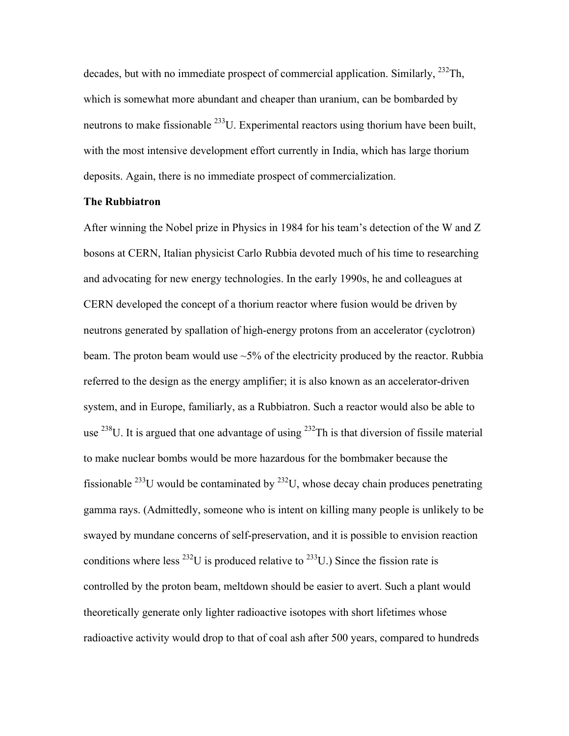decades, but with no immediate prospect of commercial application. Similarly, $^{232}$Th, which is somewhat more abundant and cheaper than uranium, can be bombarded by neutrons to make fissionable $^{233}$U. Experimental reactors using thorium have been built, with the most intensive development effort currently in India, which has large thorium deposits. Again, there is no immediate prospect of commercialization.

**The Rubbiatron**

After winning the Nobel prize in Physics in 1984 for his team's detection of the W and Z bosons at CERN, Italian physicist Carlo Rubbia devoted much of his time to researching and advocating for new energy technologies. In the early 1990s, he and colleagues at CERN developed the concept of a thorium reactor where fusion would be driven by neutrons generated by spallation of high-energy protons from an accelerator (cyclotron) beam. The proton beam would use ~5% of the electricity produced by the reactor. Rubbia referred to the design as the energy amplifier; it is also known as an accelerator-driven system, and in Europe, familiarly, as a Rubbiatron. Such a reactor would also be able to use $^{238}$U. It is argued that one advantage of using $^{232}$Th is that diversion of fissile material to make nuclear bombs would be more hazardous for the bombmaker because the fissionable $^{233}$U would be contaminated by $^{232}$U, whose decay chain produces penetrating gamma rays. (Admittedly, someone who is intent on killing many people is unlikely to be swayed by mundane concerns of self-preservation, and it is possible to envision reaction conditions where less $^{232}$U is produced relative to $^{233}$U.) Since the fission rate is controlled by the proton beam, meltdown should be easier to avert. Such a plant would theoretically generate only lighter radioactive isotopes with short lifetimes whose radioactive activity would drop to that of coal ash after 500 years, compared to hundreds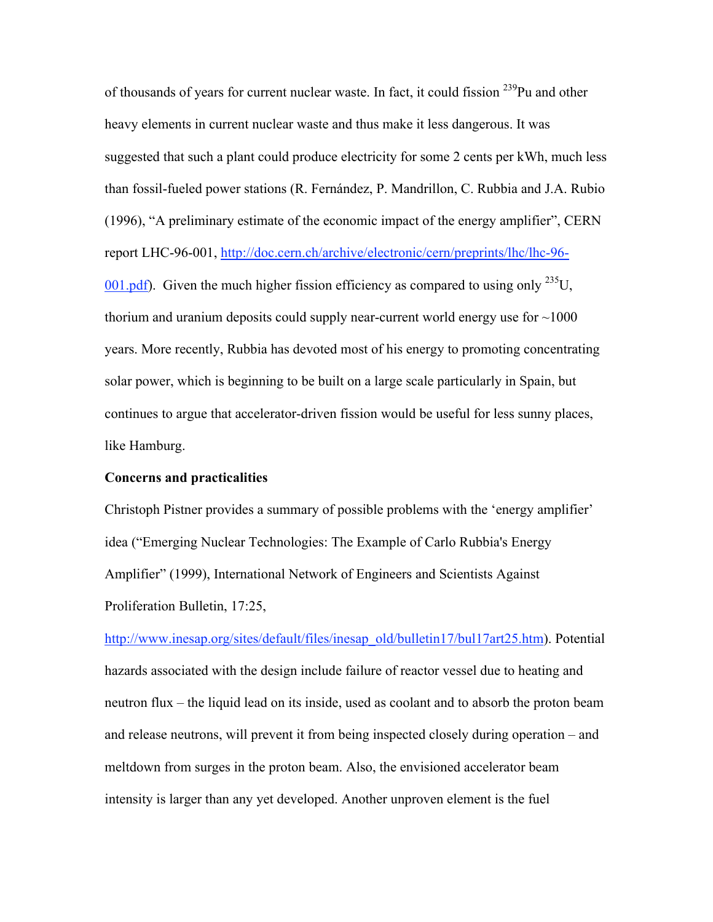of thousands of years for current nuclear waste. In fact, it could fission $^{239}$Pu and other heavy elements in current nuclear waste and thus make it less dangerous. It was suggested that such a plant could produce electricity for some 2 cents per kWh, much less than fossil-fueled power stations (R. Fernández, P. Mandrillon, C. Rubbia and J.A. Rubio (1996), "A preliminary estimate of the economic impact of the energy amplifier", CERN report LHC-96-001, [http://doc.cern.ch/archive/electronic/cern/preprints/lhc/lhc-96-001.pdf](http://doc.cern.ch/archive/electronic/cern/preprints/lhc/lhc-96-001.pdf)). Given the much higher fission efficiency as compared to using only $^{235}$U, thorium and uranium deposits could supply near-current world energy use for ~1000 years. More recently, Rubbia has devoted most of his energy to promoting concentrating solar power, which is beginning to be built on a large scale particularly in Spain, but continues to argue that accelerator-driven fission would be useful for less sunny places, like Hamburg.

**Concerns and practicalities**

Christoph Pistner provides a summary of possible problems with the 'energy amplifier' idea ("Emerging Nuclear Technologies: The Example of Carlo Rubbia's Energy Amplifier" (1999), International Network of Engineers and Scientists Against Proliferation Bulletin, 17:25, [http://www.inesap.org/sites/default/files/inesap_old/bulletin17/bul17art25.htm](http://www.inesap.org/sites/default/files/inesap_old/bulletin17/bul17art25.htm)). Potential hazards associated with the design include failure of reactor vessel due to heating and neutron flux – the liquid lead on its inside, used as coolant and to absorb the proton beam and release neutrons, will prevent it from being inspected closely during operation – and meltdown from surges in the proton beam. Also, the envisioned accelerator beam intensity is larger than any yet developed. Another unproven element is the fuel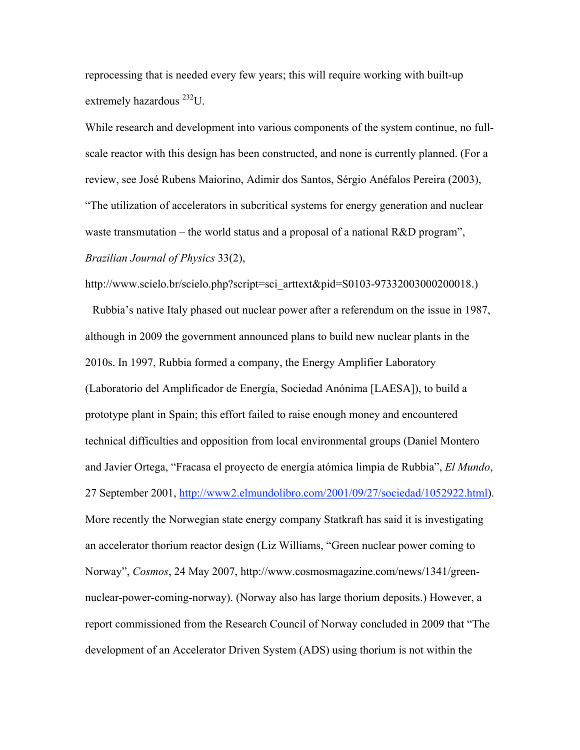reprocessing that is needed every few years; this will require working with built-up extremely hazardous $^{232}U$.

While research and development into various components of the system continue, no full-scale reactor with this design has been constructed, and none is currently planned. (For a review, see José Rubens Maiorino, Adimir dos Santos, Sérgio Anéfalos Pereira (2003), "The utilization of accelerators in subcritical systems for energy generation and nuclear waste transmutation – the world status and a proposal of a national R&D program", *Brazilian Journal of Physics* 33(2), http://www.scielo.br/scielo.php?script=sci_arttext&pid=S0103-97332003000200018.)

Rubbia's native Italy phased out nuclear power after a referendum on the issue in 1987, although in 2009 the government announced plans to build new nuclear plants in the 2010s. In 1997, Rubbia formed a company, the Energy Amplifier Laboratory (Laboratorio del Amplificador de Energía, Sociedad Anónima [LAESA]), to build a prototype plant in Spain; this effort failed to raise enough money and encountered technical difficulties and opposition from local environmental groups (Daniel Montero and Javier Ortega, "Fracasa el proyecto de energía atómica limpia de Rubbia", *El Mundo*, 27 September 2001, http://www2.elmundolibro.com/2001/09/27/sociedad/1052922.html). More recently the Norwegian state energy company Statkraft has said it is investigating an accelerator thorium reactor design (Liz Williams, "Green nuclear power coming to Norway", *Cosmos*, 24 May 2007, http://www.cosmosmagazine.com/news/1341/green-nuclear-power-coming-norway). (Norway also has large thorium deposits.) However, a report commissioned from the Research Council of Norway concluded in 2009 that "The development of an Accelerator Driven System (ADS) using thorium is not within the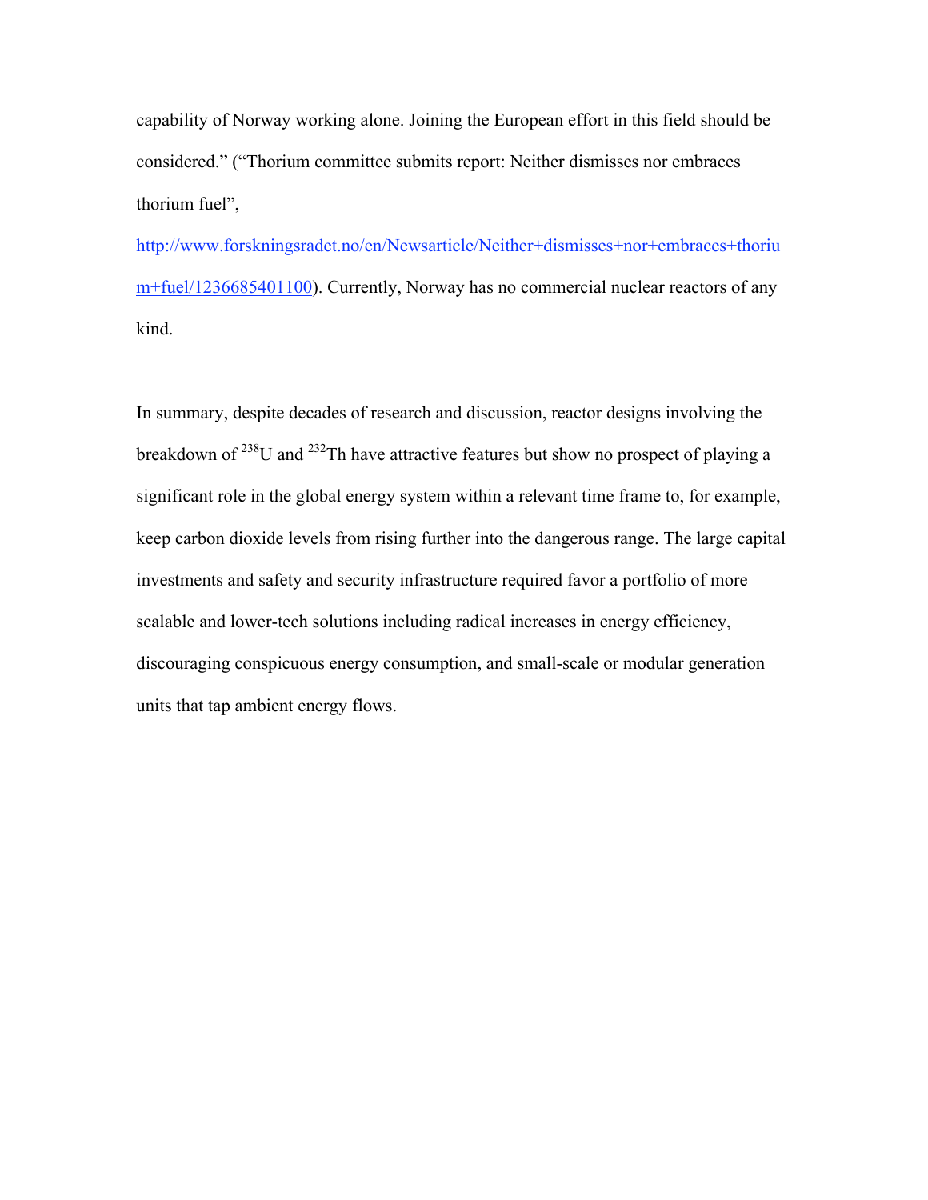capability of Norway working alone. Joining the European effort in this field should be considered." ("Thorium committee submits report: Neither dismisses nor embraces thorium fuel", http://www.forskningsradet.no/en/Newsarticle/Neither+dismisses+nor+embraces+thorium+fuel/1236685401100). Currently, Norway has no commercial nuclear reactors of any kind.

In summary, despite decades of research and discussion, reactor designs involving the breakdown of $^{238}U$ and $^{232}Th$ have attractive features but show no prospect of playing a significant role in the global energy system within a relevant time frame to, for example, keep carbon dioxide levels from rising further into the dangerous range. The large capital investments and safety and security infrastructure required favor a portfolio of more scalable and lower-tech solutions including radical increases in energy efficiency, discouraging conspicuous energy consumption, and small-scale or modular generation units that tap ambient energy flows.